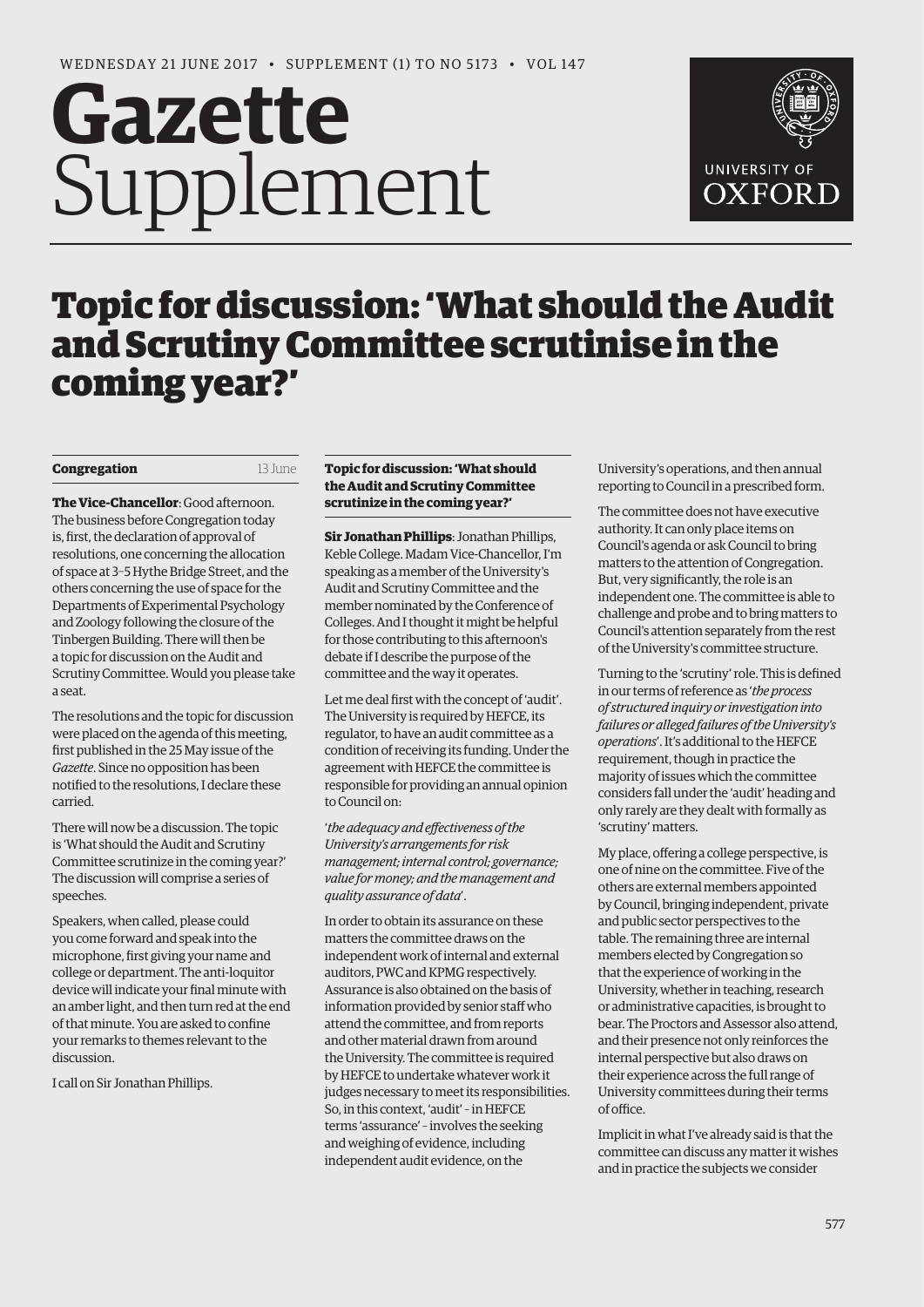# Gazette Supplement

# Topic for discussion: 'What should the Audit and Scrutiny Committee scrutinise in the coming year?'

**Congregation** 13 June

**The Vice-Chancellor**: Good afternoon. The business before Congregation today is, first, the declaration of approval of resolutions, one concerning the allocation of space at 3–5 Hythe Bridge Street, and the others concerning the use of space for the Departments of Experimental Psychology and Zoology following the closure of the Tinbergen Building. There will then be a topic for discussion on the Audit and Scrutiny Committee. Would you please take a seat.

The resolutions and the topic for discussion were placed on the agenda of this meeting, first published in the 25 May issue of the *Gazette*. Since no opposition has been notified to the resolutions, I declare these carried.

There will now be a discussion. The topic is 'What should the Audit and Scrutiny Committee scrutinize in the coming year?' The discussion will comprise a series of speeches.

Speakers, when called, please could you come forward and speak into the microphone, first giving your name and college or department. The anti-loquitor device will indicate your final minute with an amber light, and then turn red at the end of that minute. You are asked to confine your remarks to themes relevant to the discussion.

I call on Sir Jonathan Phillips.

**Topic for discussion: 'What should the Audit and Scrutiny Committee scrutinize in the coming year?'**

**Sir Jonathan Phillips**: Jonathan Phillips, Keble College. Madam Vice-Chancellor, I'm speaking as a member of the University's Audit and Scrutiny Committee and the member nominated by the Conference of Colleges. And I thought it might be helpful for those contributing to this afternoon's debate if I describe the purpose of the committee and the way it operates.

Let me deal first with the concept of 'audit'. The University is required by HEFCE, its regulator, to have an audit committee as a condition of receiving its funding. Under the agreement with HEFCE the committee is responsible for providing an annual opinion to Council on:

'*the adequacy and effectiveness of the University's arrangements for risk management; internal control; governance; value for money; and the management and quality assurance of data*'.

In order to obtain its assurance on these matters the committee draws on the independent work of internal and external auditors, PWC and KPMG respectively. Assurance is also obtained on the basis of information provided by senior staff who attend the committee, and from reports and other material drawn from around the University. The committee is required by HEFCE to undertake whatever work it judges necessary to meet its responsibilities. So, in this context, 'audit' – in HEFCE terms 'assurance' – involves the seeking and weighing of evidence, including independent audit evidence, on the University's operations, and then annual reporting to Council in a prescribed form.

The committee does not have executive authority. It can only place items on Council's agenda or ask Council to bring matters to the attention of Congregation. But, very significantly, the role is an independent one. The committee is able to challenge and probe and to bring matters to Council's attention separately from the rest of the University's committee structure.

Turning to the 'scrutiny' role. This is defined in our terms of reference as '*the process of structured inquiry or investigation into failures or alleged failures of the University's operations*'. It's additional to the HEFCE requirement, though in practice the majority of issues which the committee considers fall under the 'audit' heading and only rarely are they dealt with formally as 'scrutiny' matters.

My place, offering a college perspective, is one of nine on the committee. Five of the others are external members appointed by Council, bringing independent, private and public sector perspectives to the table. The remaining three are internal members elected by Congregation so that the experience of working in the University, whether in teaching, research or administrative capacities, is brought to bear. The Proctors and Assessor also attend, and their presence not only reinforces the internal perspective but also draws on their experience across the full range of University committees during their terms of office.

Implicit in what I've already said is that the committee can discuss any matter it wishes and in practice the subjects we consider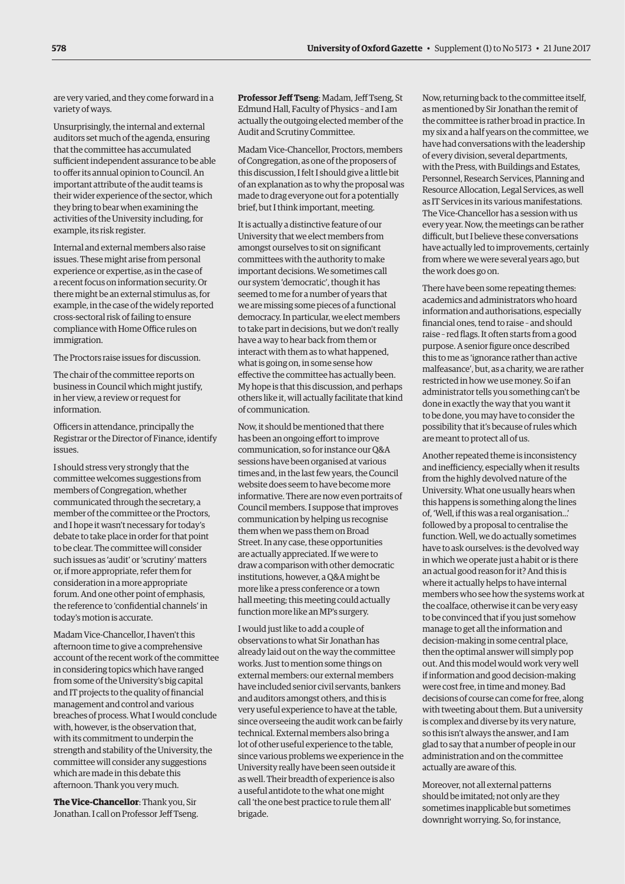are very varied, and they come forward in a variety of ways.

Unsurprisingly, the internal and external auditors set much of the agenda, ensuring that the committee has accumulated sufficient independent assurance to be able to offer its annual opinion to Council. An important attribute of the audit teams is their wider experience of the sector, which they bring to bear when examining the activities of the University including, for example, its risk register.

Internal and external members also raise issues. These might arise from personal experience or expertise, as in the case of a recent focus on information security. Or there might be an external stimulus as, for example, in the case of the widely reported cross-sectoral risk of failing to ensure compliance with Home Office rules on immigration.

The Proctors raise issues for discussion.

The chair of the committee reports on business in Council which might justify, in her view, a review or request for information.

Officers in attendance, principally the Registrar or the Director of Finance, identify issues.

I should stress very strongly that the committee welcomes suggestions from members of Congregation, whether communicated through the secretary, a member of the committee or the Proctors, and I hope it wasn't necessary for today's debate to take place in order for that point to be clear. The committee will consider such issues as 'audit' or 'scrutiny' matters or, if more appropriate, refer them for consideration in a more appropriate forum. And one other point of emphasis, the reference to 'confidential channels' in today's motion is accurate.

Madam Vice-Chancellor, I haven't this afternoon time to give a comprehensive account of the recent work of the committee in considering topics which have ranged from some of the University's big capital and IT projects to the quality of financial management and control and various breaches of process. What I would conclude with, however, is the observation that, with its commitment to underpin the strength and stability of the University, the committee will consider any suggestions which are made in this debate this afternoon. Thank you very much.

**The Vice-Chancellor**: Thank you, Sir Jonathan. I call on Professor Jeff Tseng.

**Professor Jeff Tseng**: Madam, Jeff Tseng, St Edmund Hall, Faculty of Physics – and I am actually the outgoing elected member of the Audit and Scrutiny Committee.

Madam Vice-Chancellor, Proctors, members of Congregation, as one of the proposers of this discussion, I felt I should give a little bit of an explanation as to why the proposal was made to drag everyone out for a potentially brief, but I think important, meeting.

It is actually a distinctive feature of our University that we elect members from amongst ourselves to sit on significant committees with the authority to make important decisions. We sometimes call our system 'democratic', though it has seemed to me for a number of years that we are missing some pieces of a functional democracy. In particular, we elect members to take part in decisions, but we don't really have a way to hear back from them or interact with them as to what happened, what is going on, in some sense how effective the committee has actually been. My hope is that this discussion, and perhaps others like it, will actually facilitate that kind of communication.

Now, it should be mentioned that there has been an ongoing effort to improve communication, so for instance our Q&A sessions have been organised at various times and, in the last few years, the Council website does seem to have become more informative. There are now even portraits of Council members. I suppose that improves communication by helping us recognise them when we pass them on Broad Street. In any case, these opportunities are actually appreciated. If we were to draw a comparison with other democratic institutions, however, a Q&A might be more like a press conference or a town hall meeting; this meeting could actually function more like an MP's surgery.

I would just like to add a couple of observations to what Sir Jonathan has already laid out on the way the committee works. Just to mention some things on external members: our external members have included senior civil servants, bankers and auditors amongst others, and this is very useful experience to have at the table, since overseeing the audit work can be fairly technical. External members also bring a lot of other useful experience to the table, since various problems we experience in the University really have been seen outside it as well. Their breadth of experience is also a useful antidote to the what one might call 'the one best practice to rule them all' brigade.

Now, returning back to the committee itself, as mentioned by Sir Jonathan the remit of the committee is rather broad in practice. In my six and a half years on the committee, we have had conversations with the leadership of every division, several departments, with the Press, with Buildings and Estates, Personnel, Research Services, Planning and Resource Allocation, Legal Services, as well as IT Services in its various manifestations. The Vice-Chancellor has a session with us every year. Now, the meetings can be rather difficult, but I believe these conversations have actually led to improvements, certainly from where we were several years ago, but the work does go on.

There have been some repeating themes: academics and administrators who hoard information and authorisations, especially financial ones, tend to raise – and should raise – red flags. It often starts from a good purpose. A senior figure once described this to me as 'ignorance rather than active malfeasance', but, as a charity, we are rather restricted in how we use money. So if an administrator tells you something can't be done in exactly the way that you want it to be done, you may have to consider the possibility that it's because of rules which are meant to protect all of us.

Another repeated theme is inconsistency and inefficiency, especially when it results from the highly devolved nature of the University. What one usually hears when this happens is something along the lines of, 'Well, if this was a real organisation...' followed by a proposal to centralise the function. Well, we do actually sometimes have to ask ourselves: is the devolved way in which we operate just a habit or is there an actual good reason for it? And this is where it actually helps to have internal members who see how the systems work at the coalface, otherwise it can be very easy to be convinced that if you just somehow manage to get all the information and decision-making in some central place, then the optimal answer will simply pop out. And this model would work very well if information and good decision-making were cost free, in time and money. Bad decisions of course can come for free, along with tweeting about them. But a university is complex and diverse by its very nature, so this isn't always the answer, and I am glad to say that a number of people in our administration and on the committee actually are aware of this.

Moreover, not all external patterns should be imitated; not only are they sometimes inapplicable but sometimes downright worrying. So, for instance,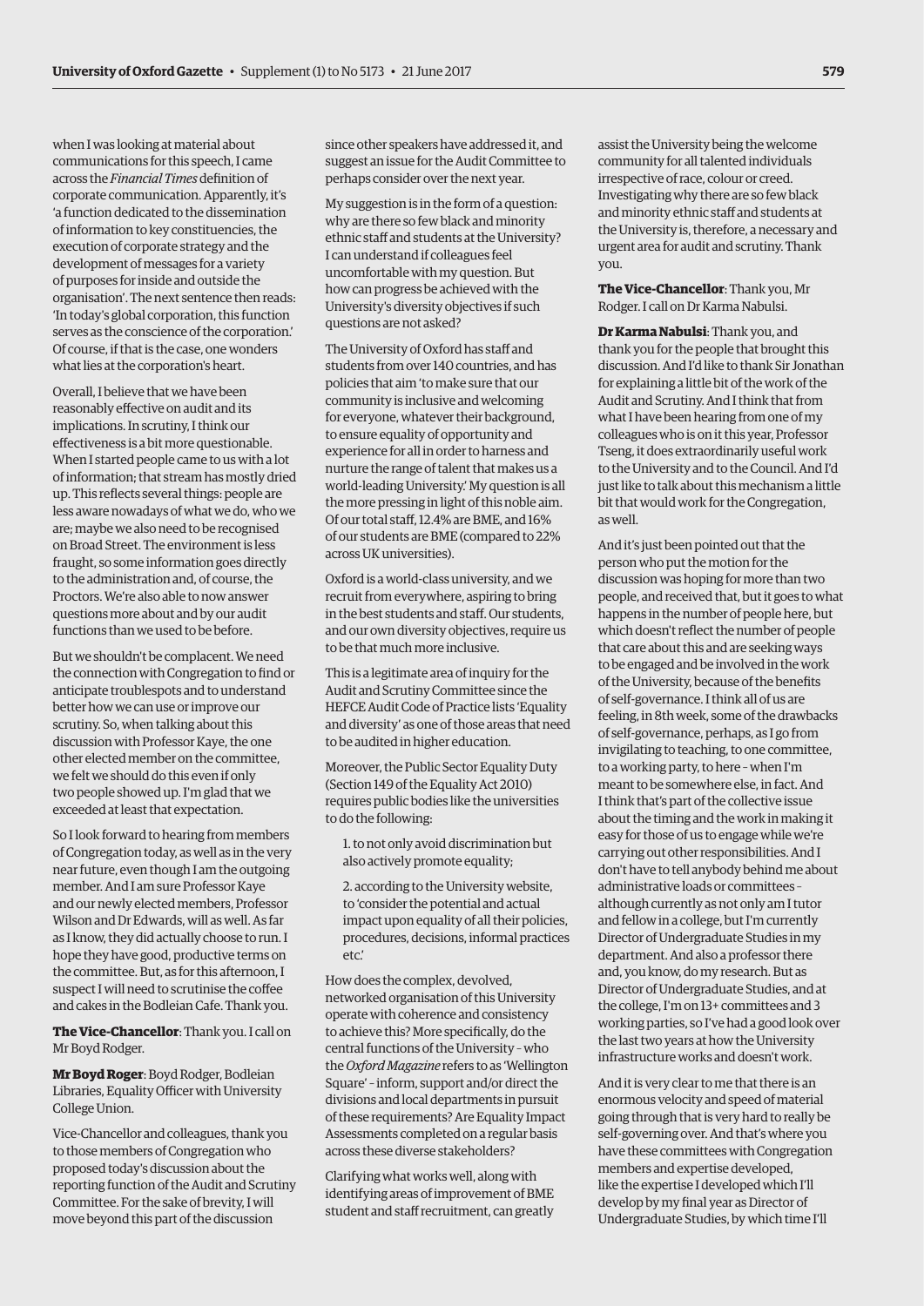when I was looking at material about communications for this speech, I came across the *Financial Times* definition of corporate communication. Apparently, it's 'a function dedicated to the dissemination of information to key constituencies, the execution of corporate strategy and the development of messages for a variety of purposes for inside and outside the organisation'. The next sentence then reads: 'In today's global corporation, this function serves as the conscience of the corporation.' Of course, if that is the case, one wonders what lies at the corporation's heart.

Overall, I believe that we have been reasonably effective on audit and its implications. In scrutiny, I think our effectiveness is a bit more questionable. When I started people came to us with a lot of information; that stream has mostly dried up. This reflects several things: people are less aware nowadays of what we do, who we are; maybe we also need to be recognised on Broad Street. The environment is less fraught, so some information goes directly to the administration and, of course, the Proctors. We're also able to now answer questions more about and by our audit functions than we used to be before.

But we shouldn't be complacent. We need the connection with Congregation to find or anticipate troublespots and to understand better how we can use or improve our scrutiny. So, when talking about this discussion with Professor Kaye, the one other elected member on the committee, we felt we should do this even if only two people showed up. I'm glad that we exceeded at least that expectation.

So I look forward to hearing from members of Congregation today, as well as in the very near future, even though I am the outgoing member. And I am sure Professor Kaye and our newly elected members, Professor Wilson and Dr Edwards, will as well. As far as I know, they did actually choose to run. I hope they have good, productive terms on the committee. But, as for this afternoon, I suspect I will need to scrutinise the coffee and cakes in the Bodleian Cafe. Thank you.

**The Vice-Chancellor**: Thank you. I call on Mr Boyd Rodger.

**Mr Boyd Roger**: Boyd Rodger, Bodleian Libraries, Equality Officer with University College Union.

Vice-Chancellor and colleagues, thank you to those members of Congregation who proposed today's discussion about the reporting function of the Audit and Scrutiny Committee. For the sake of brevity, I will move beyond this part of the discussion since other speakers have addressed it, and suggest an issue for the Audit Committee to perhaps consider over the next year.

My suggestion is in the form of a question: why are there so few black and minority ethnic staff and students at the University? I can understand if colleagues feel uncomfortable with my question. But how can progress be achieved with the University's diversity objectives if such questions are not asked?

The University of Oxford has staff and students from over 140 countries, and has policies that aim 'to make sure that our community is inclusive and welcoming for everyone, whatever their background, to ensure equality of opportunity and experience for all in order to harness and nurture the range of talent that makes us a world-leading University.' My question is all the more pressing in light of this noble aim. Of our total staff, 12.4% are BME, and 16% of our students are BME (compared to 22% across UK universities).

Oxford is a world-class university, and we recruit from everywhere, aspiring to bring in the best students and staff. Our students, and our own diversity objectives, require us to be that much more inclusive.

This is a legitimate area of inquiry for the Audit and Scrutiny Committee since the HEFCE Audit Code of Practice lists 'Equality and diversity' as one of those areas that need to be audited in higher education.

Moreover, the Public Sector Equality Duty (Section 149 of the Equality Act 2010) requires public bodies like the universities to do the following:

1. to not only avoid discrimination but also actively promote equality;

2. according to the University website, to 'consider the potential and actual impact upon equality of all their policies, procedures, decisions, informal practices etc.'

How does the complex, devolved, networked organisation of this University operate with coherence and consistency to achieve this? More specifically, do the central functions of the University – who the *Oxford Magazine* refers to as 'Wellington Square' – inform, support and/or direct the divisions and local departments in pursuit of these requirements? Are Equality Impact Assessments completed on a regular basis across these diverse stakeholders?

Clarifying what works well, along with identifying areas of improvement of BME student and staff recruitment, can greatly assist the University being the welcome community for all talented individuals irrespective of race, colour or creed. Investigating why there are so few black and minority ethnic staff and students at the University is, therefore, a necessary and urgent area for audit and scrutiny. Thank you.

**The Vice-Chancellor**: Thank you, Mr Rodger. I call on Dr Karma Nabulsi.

**Dr Karma Nabulsi**: Thank you, and thank you for the people that brought this discussion. And I'd like to thank Sir Jonathan for explaining a little bit of the work of the Audit and Scrutiny. And I think that from what I have been hearing from one of my colleagues who is on it this year, Professor Tseng, it does extraordinarily useful work to the University and to the Council. And I'd just like to talk about this mechanism a little bit that would work for the Congregation, as well.

And it's just been pointed out that the person who put the motion for the discussion was hoping for more than two people, and received that, but it goes to what happens in the number of people here, but which doesn't reflect the number of people that care about this and are seeking ways to be engaged and be involved in the work of the University, because of the benefits of self-governance. I think all of us are feeling, in 8th week, some of the drawbacks of self-governance, perhaps, as I go from invigilating to teaching, to one committee, to a working party, to here – when I'm meant to be somewhere else, in fact. And I think that's part of the collective issue about the timing and the work in making it easy for those of us to engage while we're carrying out other responsibilities. And I don't have to tell anybody behind me about administrative loads or committees – although currently as not only am I tutor and fellow in a college, but I'm currently Director of Undergraduate Studies in my department. And also a professor there and, you know, do my research. But as Director of Undergraduate Studies, and at the college, I'm on 13+ committees and 3 working parties, so I've had a good look over the last two years at how the University infrastructure works and doesn't work.

And it is very clear to me that there is an enormous velocity and speed of material going through that is very hard to really be self-governing over. And that's where you have these committees with Congregation members and expertise developed, like the expertise I developed which I'll develop by my final year as Director of Undergraduate Studies, by which time I'll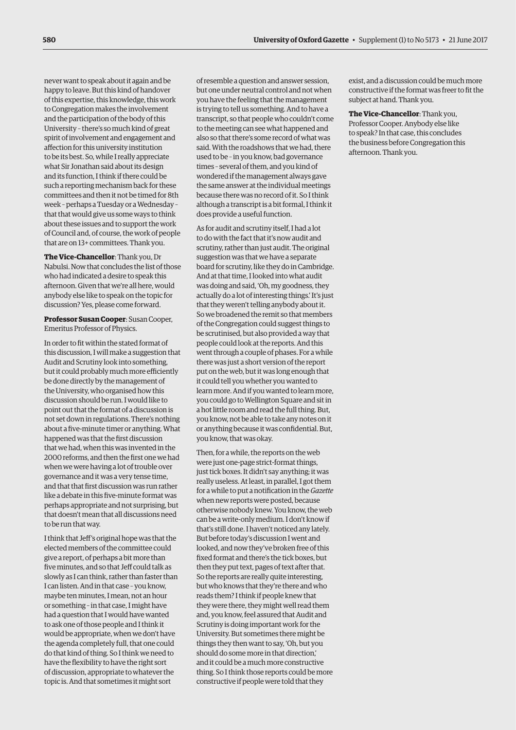never want to speak about it again and be happy to leave. But this kind of handover of this expertise, this knowledge, this work to Congregation makes the involvement and the participation of the body of this University – there's so much kind of great spirit of involvement and engagement and affection for this university institution to be its best. So, while I really appreciate what Sir Jonathan said about its design and its function, I think if there could be such a reporting mechanism back for these committees and then it not be timed for 8th week – perhaps a Tuesday or a Wednesday – that that would give us some ways to think about these issues and to support the work of Council and, of course, the work of people that are on 13+ committees. Thank you.

**The Vice-Chancellor**: Thank you, Dr Nabulsi. Now that concludes the list of those who had indicated a desire to speak this afternoon. Given that we're all here, would anybody else like to speak on the topic for discussion? Yes, please come forward.

**Professor Susan Cooper**: Susan Cooper, Emeritus Professor of Physics.

In order to fit within the stated format of this discussion, I will make a suggestion that Audit and Scrutiny look into something, but it could probably much more efficiently be done directly by the management of the University, who organised how this discussion should be run. I would like to point out that the format of a discussion is not set down in regulations. There's nothing about a five-minute timer or anything. What happened was that the first discussion that we had, when this was invented in the 2000 reforms, and then the first one we had when we were having a lot of trouble over governance and it was a very tense time, and that that first discussion was run rather like a debate in this five-minute format was perhaps appropriate and not surprising, but that doesn't mean that all discussions need to be run that way.

I think that Jeff's original hope was that the elected members of the committee could give a report, of perhaps a bit more than five minutes, and so that Jeff could talk as slowly as I can think, rather than faster than I can listen. And in that case – you know, maybe ten minutes, I mean, not an hour or something – in that case, I might have had a question that I would have wanted to ask one of those people and I think it would be appropriate, when we don't have the agenda completely full, that one could do that kind of thing. So I think we need to have the flexibility to have the right sort of discussion, appropriate to whatever the topic is. And that sometimes it might sort of resemble a question and answer session, but one under neutral control and not when you have the feeling that the management is trying to tell us something. And to have a transcript, so that people who couldn't come to the meeting can see what happened and also so that there's some record of what was said. With the roadshows that we had, there used to be – in you know, bad governance times – several of them, and you kind of wondered if the management always gave the same answer at the individual meetings because there was no record of it. So I think although a transcript is a bit formal, I think it does provide a useful function.

As for audit and scrutiny itself, I had a lot to do with the fact that it's now audit and scrutiny, rather than just audit. The original suggestion was that we have a separate board for scrutiny, like they do in Cambridge. And at that time, I looked into what audit was doing and said, 'Oh, my goodness, they actually do a lot of interesting things.' It's just that they weren't telling anybody about it. So we broadened the remit so that members of the Congregation could suggest things to be scrutinised, but also provided a way that people could look at the reports. And this went through a couple of phases. For a while there was just a short version of the report put on the web, but it was long enough that it could tell you whether you wanted to learn more. And if you wanted to learn more, you could go to Wellington Square and sit in a hot little room and read the full thing. But, you know, not be able to take any notes on it or anything because it was confidential. But, you know, that was okay.

Then, for a while, the reports on the web were just one-page strict-format things, just tick boxes. It didn't say anything; it was really useless. At least, in parallel, I got them for a while to put a notification in the *Gazette* when new reports were posted, because otherwise nobody knew. You know, the web can be a write-only medium. I don't know if that's still done. I haven't noticed any lately. But before today's discussion I went and looked, and now they've broken free of this fixed format and there's the tick boxes, but then they put text, pages of text after that. So the reports are really quite interesting, but who knows that they're there and who reads them? I think if people knew that they were there, they might well read them and, you know, feel assured that Audit and Scrutiny is doing important work for the University. But sometimes there might be things they then want to say, 'Oh, but you should do some more in that direction,' and it could be a much more constructive thing. So I think those reports could be more constructive if people were told that they exist, and a discussion could be much more constructive if the format was freer to fit the subject at hand. Thank you.

**The Vice-Chancellor**: Thank you, Professor Cooper. Anybody else like to speak? In that case, this concludes the business before Congregation this afternoon. Thank you.